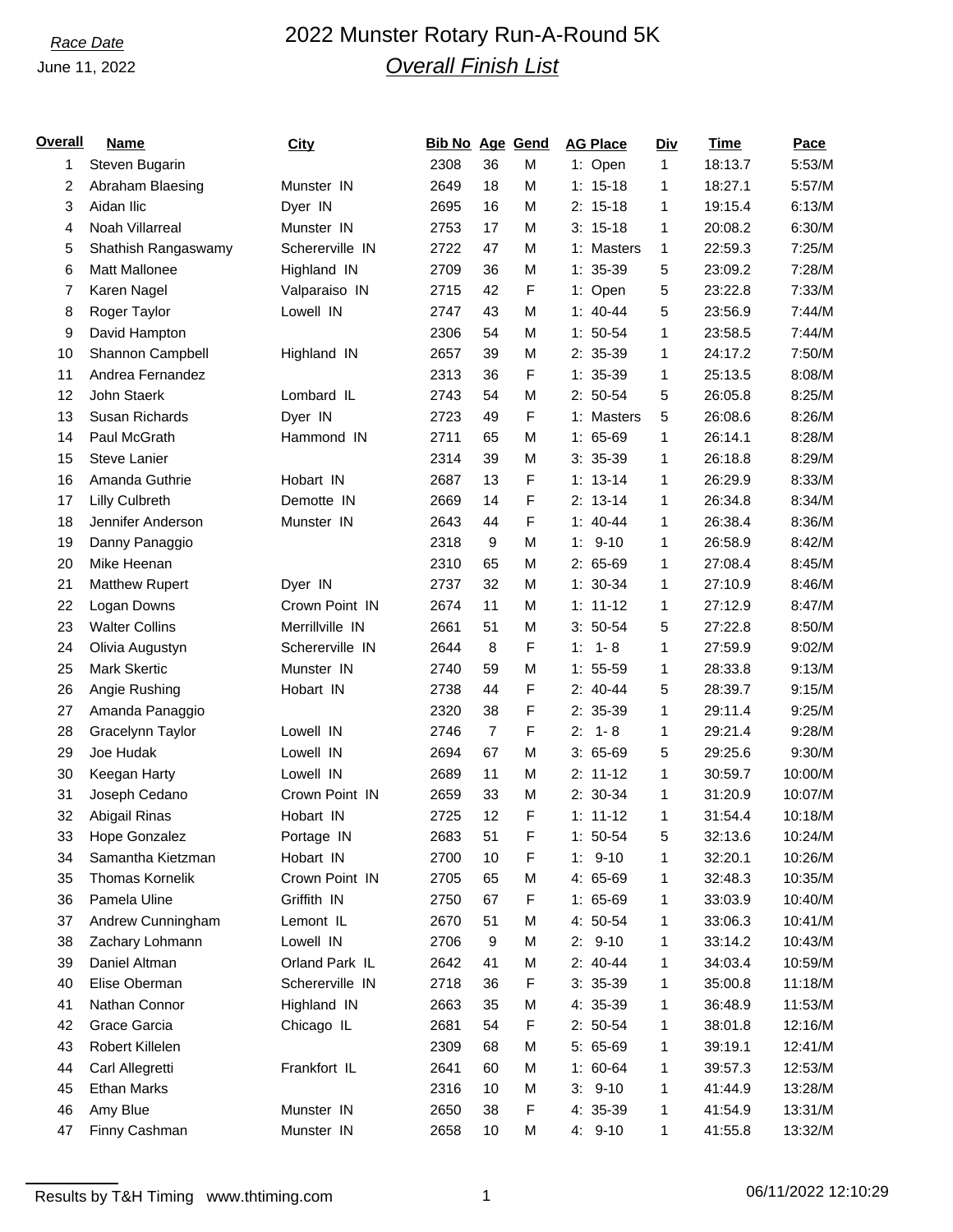*Race Date*

June 11, 2022

# 2022 Munster Rotary Run-A-Round 5K

## *Overall Finish List*

| Overall | Name | City | Bib No | Age | Gend | AG Place | Div | Time | Pace |
|---|---|---|---|---|---|---|---|---|---|
| 1 | Steven Bugarin | | 2308 | 36 | M | 1: Open | 1 | 18:13.7 | 5:53/M |
| 2 | Abraham Blaesing | Munster IN | 2649 | 18 | M | 1: 15-18 | 1 | 18:27.1 | 5:57/M |
| 3 | Aidan Ilic | Dyer IN | 2695 | 16 | M | 2: 15-18 | 1 | 19:15.4 | 6:13/M |
| 4 | Noah Villarreal | Munster IN | 2753 | 17 | M | 3: 15-18 | 1 | 20:08.2 | 6:30/M |
| 5 | Shathish Rangaswamy | Schererville IN | 2722 | 47 | M | 1: Masters | 1 | 22:59.3 | 7:25/M |
| 6 | Matt Mallonee | Highland IN | 2709 | 36 | M | 1: 35-39 | 5 | 23:09.2 | 7:28/M |
| 7 | Karen Nagel | Valparaiso IN | 2715 | 42 | F | 1: Open | 5 | 23:22.8 | 7:33/M |
| 8 | Roger Taylor | Lowell IN | 2747 | 43 | M | 1: 40-44 | 5 | 23:56.9 | 7:44/M |
| 9 | David Hampton | | 2306 | 54 | M | 1: 50-54 | 1 | 23:58.5 | 7:44/M |
| 10 | Shannon Campbell | Highland IN | 2657 | 39 | M | 2: 35-39 | 1 | 24:17.2 | 7:50/M |
| 11 | Andrea Fernandez | | 2313 | 36 | F | 1: 35-39 | 1 | 25:13.5 | 8:08/M |
| 12 | John Staerk | Lombard IL | 2743 | 54 | M | 2: 50-54 | 5 | 26:05.8 | 8:25/M |
| 13 | Susan Richards | Dyer IN | 2723 | 49 | F | 1: Masters | 5 | 26:08.6 | 8:26/M |
| 14 | Paul McGrath | Hammond IN | 2711 | 65 | M | 1: 65-69 | 1 | 26:14.1 | 8:28/M |
| 15 | Steve Lanier | | 2314 | 39 | M | 3: 35-39 | 1 | 26:18.8 | 8:29/M |
| 16 | Amanda Guthrie | Hobart IN | 2687 | 13 | F | 1: 13-14 | 1 | 26:29.9 | 8:33/M |
| 17 | Lilly Culbreth | Demotte IN | 2669 | 14 | F | 2: 13-14 | 1 | 26:34.8 | 8:34/M |
| 18 | Jennifer Anderson | Munster IN | 2643 | 44 | F | 1: 40-44 | 1 | 26:38.4 | 8:36/M |
| 19 | Danny Panaggio | | 2318 | 9 | M | 1: 9-10 | 1 | 26:58.9 | 8:42/M |
| 20 | Mike Heenan | | 2310 | 65 | M | 2: 65-69 | 1 | 27:08.4 | 8:45/M |
| 21 | Matthew Rupert | Dyer IN | 2737 | 32 | M | 1: 30-34 | 1 | 27:10.9 | 8:46/M |
| 22 | Logan Downs | Crown Point IN | 2674 | 11 | M | 1: 11-12 | 1 | 27:12.9 | 8:47/M |
| 23 | Walter Collins | Merrillville IN | 2661 | 51 | M | 3: 50-54 | 5 | 27:22.8 | 8:50/M |
| 24 | Olivia Augustyn | Schererville IN | 2644 | 8 | F | 1: 1-8 | 1 | 27:59.9 | 9:02/M |
| 25 | Mark Skertic | Munster IN | 2740 | 59 | M | 1: 55-59 | 1 | 28:33.8 | 9:13/M |
| 26 | Angie Rushing | Hobart IN | 2738 | 44 | F | 2: 40-44 | 5 | 28:39.7 | 9:15/M |
| 27 | Amanda Panaggio | | 2320 | 38 | F | 2: 35-39 | 1 | 29:11.4 | 9:25/M |
| 28 | Gracelynn Taylor | Lowell IN | 2746 | 7 | F | 2: 1-8 | 1 | 29:21.4 | 9:28/M |
| 29 | Joe Hudak | Lowell IN | 2694 | 67 | M | 3: 65-69 | 5 | 29:25.6 | 9:30/M |
| 30 | Keegan Harty | Lowell IN | 2689 | 11 | M | 2: 11-12 | 1 | 30:59.7 | 10:00/M |
| 31 | Joseph Cedano | Crown Point IN | 2659 | 33 | M | 2: 30-34 | 1 | 31:20.9 | 10:07/M |
| 32 | Abigail Rinas | Hobart IN | 2725 | 12 | F | 1: 11-12 | 1 | 31:54.4 | 10:18/M |
| 33 | Hope Gonzalez | Portage IN | 2683 | 51 | F | 1: 50-54 | 5 | 32:13.6 | 10:24/M |
| 34 | Samantha Kietzman | Hobart IN | 2700 | 10 | F | 1: 9-10 | 1 | 32:20.1 | 10:26/M |
| 35 | Thomas Kornelik | Crown Point IN | 2705 | 65 | M | 4: 65-69 | 1 | 32:48.3 | 10:35/M |
| 36 | Pamela Uline | Griffith IN | 2750 | 67 | F | 1: 65-69 | 1 | 33:03.9 | 10:40/M |
| 37 | Andrew Cunningham | Lemont IL | 2670 | 51 | M | 4: 50-54 | 1 | 33:06.3 | 10:41/M |
| 38 | Zachary Lohmann | Lowell IN | 2706 | 9 | M | 2: 9-10 | 1 | 33:14.2 | 10:43/M |
| 39 | Daniel Altman | Orland Park IL | 2642 | 41 | M | 2: 40-44 | 1 | 34:03.4 | 10:59/M |
| 40 | Elise Oberman | Schererville IN | 2718 | 36 | F | 3: 35-39 | 1 | 35:00.8 | 11:18/M |
| 41 | Nathan Connor | Highland IN | 2663 | 35 | M | 4: 35-39 | 1 | 36:48.9 | 11:53/M |
| 42 | Grace Garcia | Chicago IL | 2681 | 54 | F | 2: 50-54 | 1 | 38:01.8 | 12:16/M |
| 43 | Robert Killelen | | 2309 | 68 | M | 5: 65-69 | 1 | 39:19.1 | 12:41/M |
| 44 | Carl Allegretti | Frankfort IL | 2641 | 60 | M | 1: 60-64 | 1 | 39:57.3 | 12:53/M |
| 45 | Ethan Marks | | 2316 | 10 | M | 3: 9-10 | 1 | 41:44.9 | 13:28/M |
| 46 | Amy Blue | Munster IN | 2650 | 38 | F | 4: 35-39 | 1 | 41:54.9 | 13:31/M |
| 47 | Finny Cashman | Munster IN | 2658 | 10 | M | 4: 9-10 | 1 | 41:55.8 | 13:32/M |

Results by T&H Timing www.thtiming.com

06/11/2022 12:10:29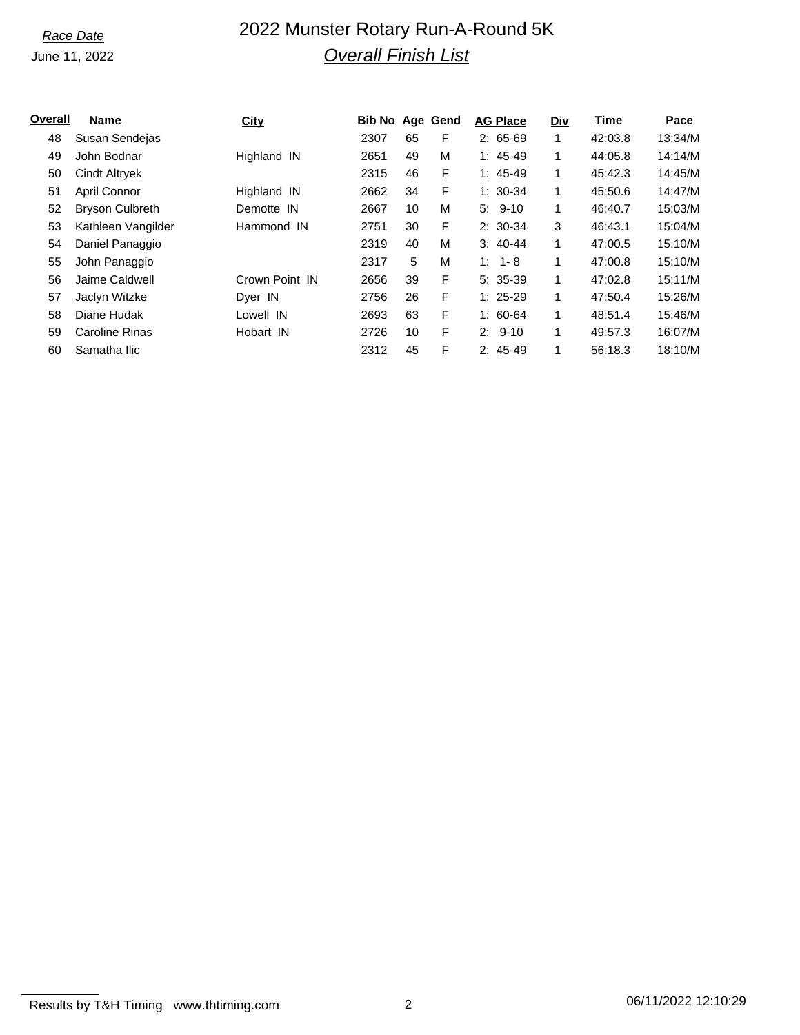*Race Date*

June 11, 2022

# 2022 Munster Rotary Run-A-Round 5K

## *Overall Finish List*

| Overall | Name | City | Bib No | Age | Gend | AG Place | Div | Time | Pace |
|---|---|---|---|---|---|---|---|---|---|
| 48 | Susan Sendejas | | 2307 | 65 | F | 2: 65-69 | 1 | 42:03.8 | 13:34/M |
| 49 | John Bodnar | Highland IN | 2651 | 49 | M | 1: 45-49 | 1 | 44:05.8 | 14:14/M |
| 50 | Cindt Altryek | | 2315 | 46 | F | 1: 45-49 | 1 | 45:42.3 | 14:45/M |
| 51 | April Connor | Highland IN | 2662 | 34 | F | 1: 30-34 | 1 | 45:50.6 | 14:47/M |
| 52 | Bryson Culbreth | Demotte IN | 2667 | 10 | M | 5: 9-10 | 1 | 46:40.7 | 15:03/M |
| 53 | Kathleen Vangilder | Hammond IN | 2751 | 30 | F | 2: 30-34 | 3 | 46:43.1 | 15:04/M |
| 54 | Daniel Panaggio | | 2319 | 40 | M | 3: 40-44 | 1 | 47:00.5 | 15:10/M |
| 55 | John Panaggio | | 2317 | 5 | M | 1: 1- 8 | 1 | 47:00.8 | 15:10/M |
| 56 | Jaime Caldwell | Crown Point IN | 2656 | 39 | F | 5: 35-39 | 1 | 47:02.8 | 15:11/M |
| 57 | Jaclyn Witzke | Dyer IN | 2756 | 26 | F | 1: 25-29 | 1 | 47:50.4 | 15:26/M |
| 58 | Diane Hudak | Lowell IN | 2693 | 63 | F | 1: 60-64 | 1 | 48:51.4 | 15:46/M |
| 59 | Caroline Rinas | Hobart IN | 2726 | 10 | F | 2: 9-10 | 1 | 49:57.3 | 16:07/M |
| 60 | Samatha Ilic | | 2312 | 45 | F | 2: 45-49 | 1 | 56:18.3 | 18:10/M |

Results by T&H Timing www.thtiming.com

06/11/2022 12:10:29